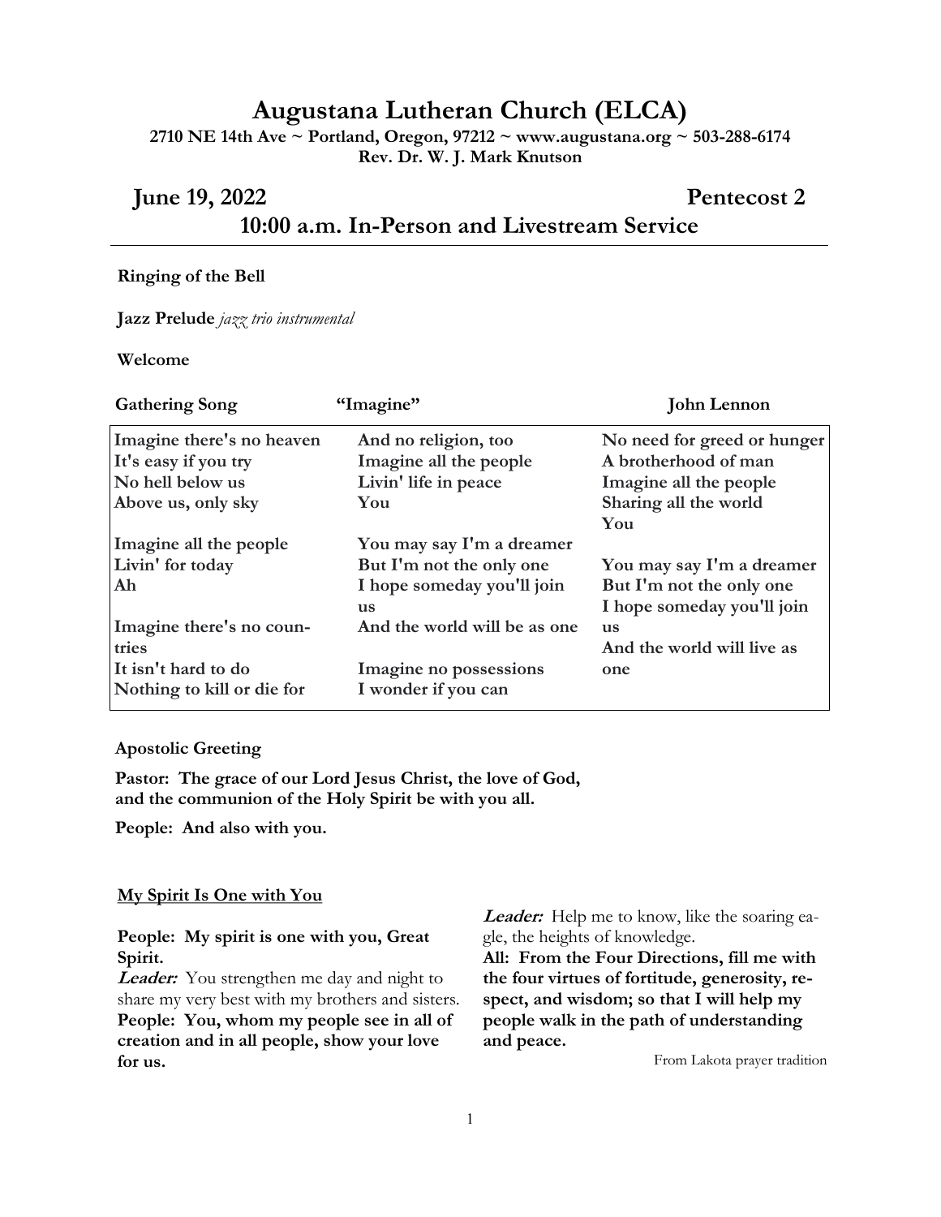# Augustana Lutheran Church (ELCA)

**2710 NE 14th Ave ~ Portland, Oregon, 97212 ~ www.augustana.org ~ 503-288-6174**
**Rev. Dr. W. J. Mark Knutson**

## June 19, 2022 Pentecost 2

## 10:00 a.m. In-Person and Livestream Service

**Ringing of the Bell**

**Jazz Prelude** *jazz trio instrumental*

**Welcome**

**Gathering Song** **"Imagine"** **John Lennon**

**Imagine there's no heaven**
**It's easy if you try**
**No hell below us**
**Above us, only sky**

**Imagine all the people**
**Livin' for today**
**Ah**

**Imagine there's no countries**
**It isn't hard to do**
**Nothing to kill or die for**
**And no religion, too**
**Imagine all the people**
**Livin' life in peace**
**You**

**You may say I'm a dreamer**
**But I'm not the only one**
**I hope someday you'll join us**
**And the world will be as one**

**Imagine no possessions**
**I wonder if you can**
**No need for greed or hunger**
**A brotherhood of man**
**Imagine all the people**
**Sharing all the world**
**You**

**You may say I'm a dreamer**
**But I'm not the only one**
**I hope someday you'll join us**
**And the world will live as one**

**Apostolic Greeting**

**Pastor: The grace of our Lord Jesus Christ, the love of God, and the communion of the Holy Spirit be with you all.**

**People: And also with you.**

**My Spirit Is One with You**

**People: My spirit is one with you, Great Spirit.**

***Leader:*** You strengthen me day and night to share my very best with my brothers and sisters.

**People: You, whom my people see in all of creation and in all people, show your love for us.**

***Leader:*** Help me to know, like the soaring eagle, the heights of knowledge.

**All: From the Four Directions, fill me with the four virtues of fortitude, generosity, respect, and wisdom; so that I will help my people walk in the path of understanding and peace.**

From Lakota prayer tradition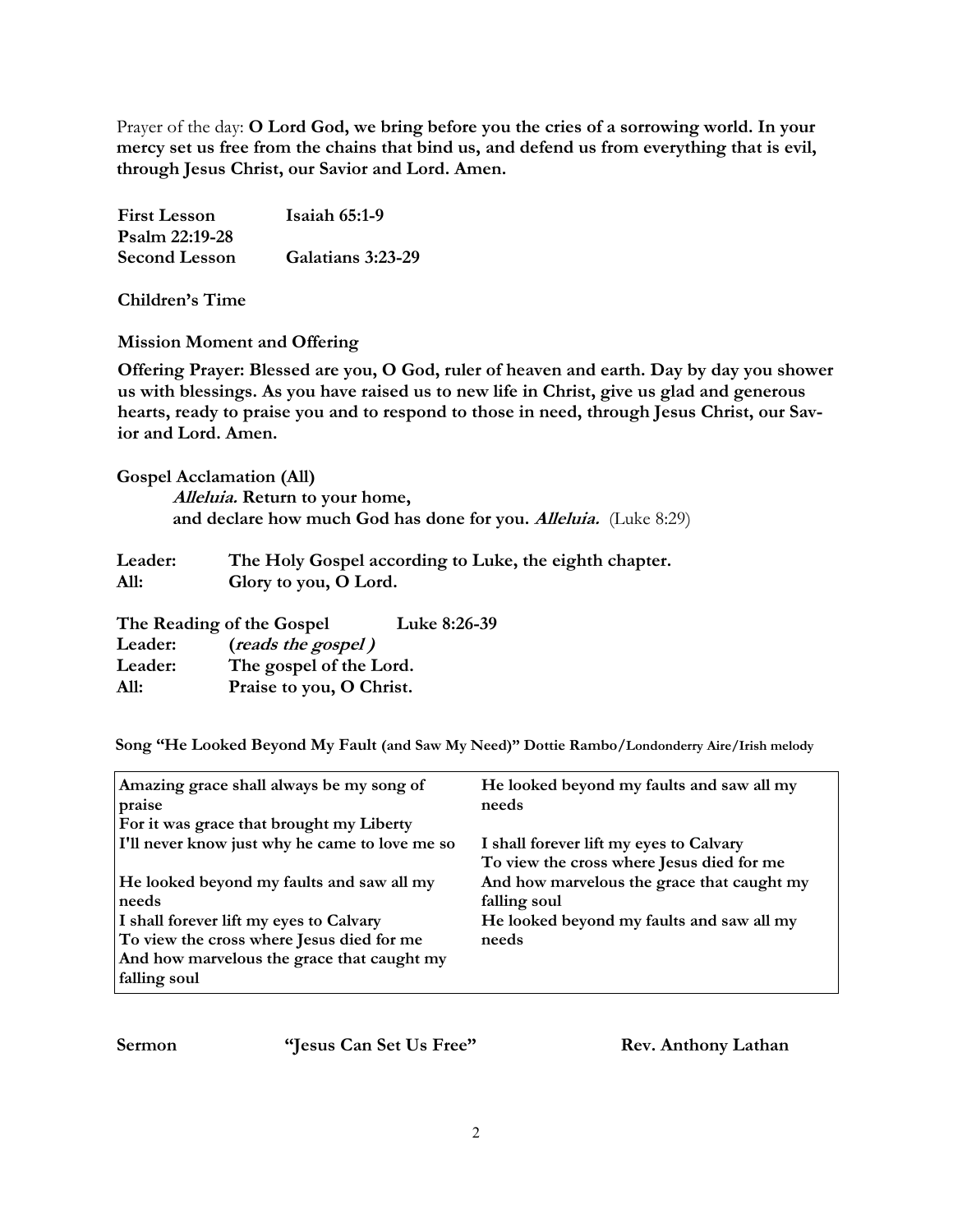Prayer of the day: **O Lord God, we bring before you the cries of a sorrowing world. In your mercy set us free from the chains that bind us, and defend us from everything that is evil, through Jesus Christ, our Savior and Lord. Amen.**

| | |
|---|---|
| **First Lesson** | **Isaiah 65:1-9** |
| **Psalm 22:19-28** | |
| **Second Lesson** | **Galatians 3:23-29** |

**Children's Time**

**Mission Moment and Offering**

**Offering Prayer: Blessed are you, O God, ruler of heaven and earth. Day by day you shower us with blessings. As you have raised us to new life in Christ, give us glad and generous hearts, ready to praise you and to respond to those in need, through Jesus Christ, our Savior and Lord. Amen.**

**Gospel Acclamation (All)**

***Alleluia.* Return to your home,**
**and declare how much God has done for you. *Alleluia.*** (Luke 8:29)

| | |
|---|---|
| **Leader:** | **The Holy Gospel according to Luke, the eighth chapter.** |
| **All:** | **Glory to you, O Lord.** |

**The Reading of the Gospel Luke 8:26-39**

| | |
|---|---|
| **Leader:** | **(*reads the gospel* )** |
| **Leader:** | **The gospel of the Lord.** |
| **All:** | **Praise to you, O Christ.** |

**Song "He Looked Beyond My Fault (and Saw My Need)" Dottie Rambo/Londonderry Aire/Irish melody**

**Amazing grace shall always be my song of praise**
**For it was grace that brought my Liberty**
**I'll never know just why he came to love me so**

**He looked beyond my faults and saw all my needs**
**I shall forever lift my eyes to Calvary**
**To view the cross where Jesus died for me**
**And how marvelous the grace that caught my falling soul**
**He looked beyond my faults and saw all my needs**

**I shall forever lift my eyes to Calvary**
**To view the cross where Jesus died for me**
**And how marvelous the grace that caught my falling soul**
**He looked beyond my faults and saw all my needs**

**Sermon "Jesus Can Set Us Free" Rev. Anthony Lathan**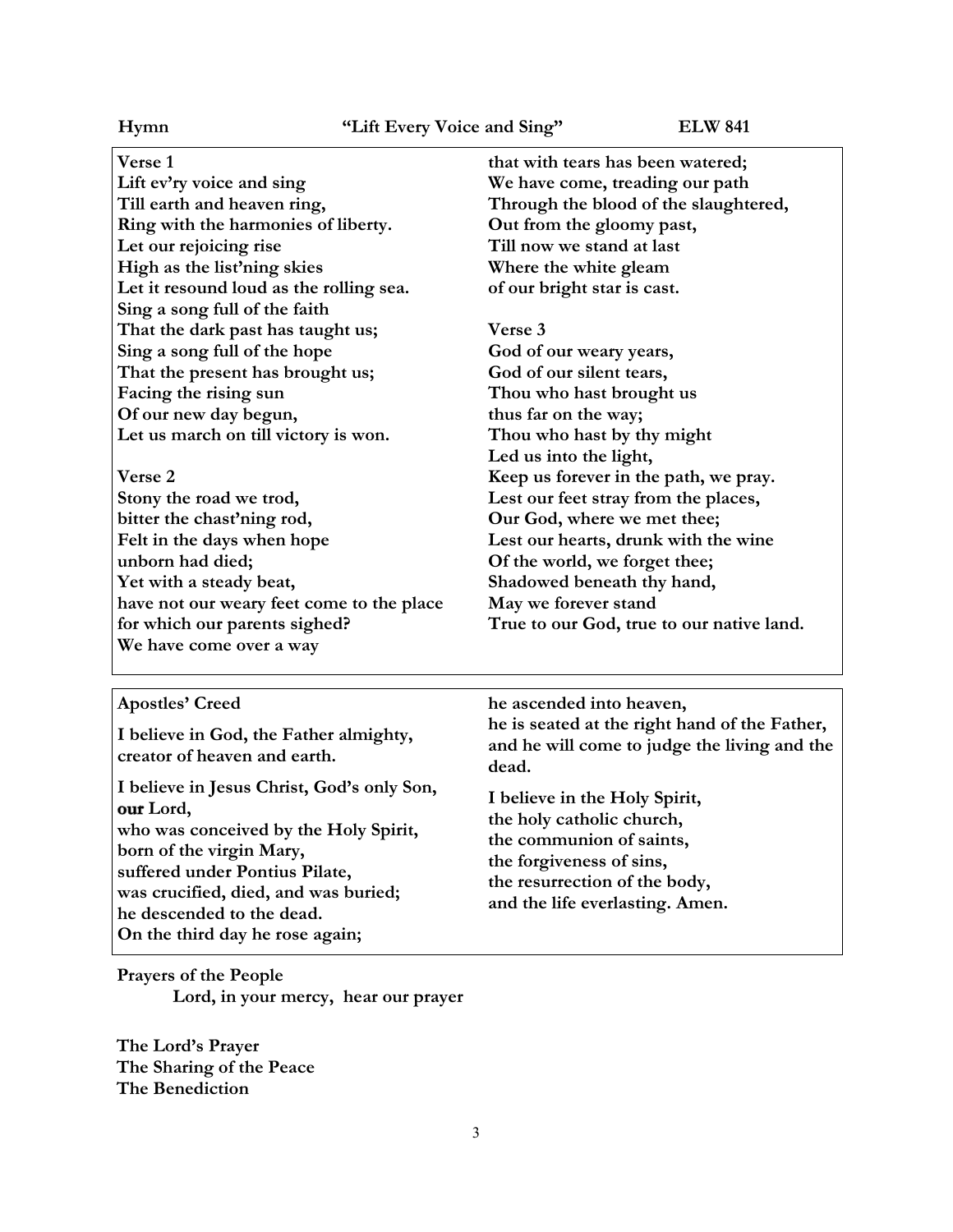**Hymn** **"Lift Every Voice and Sing"** **ELW 841**

**Verse 1**
**Lift ev'ry voice and sing**
**Till earth and heaven ring,**
**Ring with the harmonies of liberty.**
**Let our rejoicing rise**
**High as the list'ning skies**
**Let it resound loud as the rolling sea.**
**Sing a song full of the faith**
**That the dark past has taught us;**
**Sing a song full of the hope**
**That the present has brought us;**
**Facing the rising sun**
**Of our new day begun,**
**Let us march on till victory is won.**

**Verse 2**
**Stony the road we trod,**
**bitter the chast'ning rod,**
**Felt in the days when hope**
**unborn had died;**
**Yet with a steady beat,**
**have not our weary feet come to the place**
**for which our parents sighed?**
**We have come over a way**
**that with tears has been watered;**
**We have come, treading our path**
**Through the blood of the slaughtered,**
**Out from the gloomy past,**
**Till now we stand at last**
**Where the white gleam**
**of our bright star is cast.**

**Verse 3**
**God of our weary years,**
**God of our silent tears,**
**Thou who hast brought us**
**thus far on the way;**
**Thou who hast by thy might**
**Led us into the light,**
**Keep us forever in the path, we pray.**
**Lest our feet stray from the places,**
**Our God, where we met thee;**
**Lest our hearts, drunk with the wine**
**Of the world, we forget thee;**
**Shadowed beneath thy hand,**
**May we forever stand**
**True to our God, true to our native land.**

**Apostles' Creed**

**I believe in God, the Father almighty,**
**creator of heaven and earth.**

**I believe in Jesus Christ, God's only Son, our Lord,**
**who was conceived by the Holy Spirit,**
**born of the virgin Mary,**
**suffered under Pontius Pilate,**
**was crucified, died, and was buried;**
**he descended to the dead.**
**On the third day he rose again;**
**he ascended into heaven,**
**he is seated at the right hand of the Father,**
**and he will come to judge the living and the dead.**

**I believe in the Holy Spirit,**
**the holy catholic church,**
**the communion of saints,**
**the forgiveness of sins,**
**the resurrection of the body,**
**and the life everlasting. Amen.**

**Prayers of the People**
**Lord, in your mercy, hear our prayer**

**The Lord's Prayer**
**The Sharing of the Peace**
**The Benediction**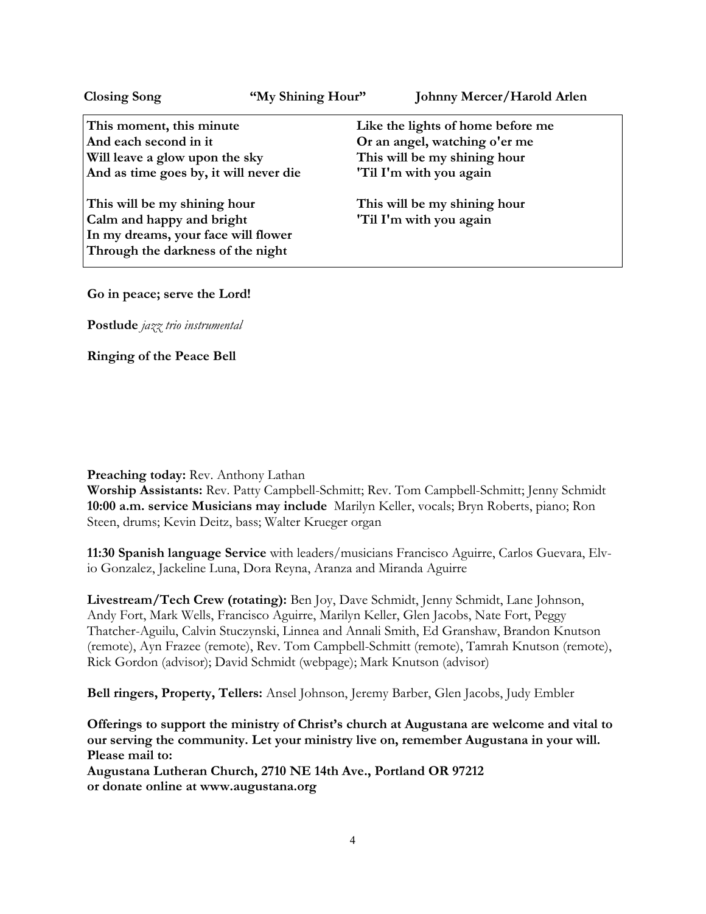**Closing Song** **"My Shining Hour"** **Johnny Mercer/Harold Arlen**

**This moment, this minute**
**And each second in it**
**Will leave a glow upon the sky**
**And as time goes by, it will never die**

**This will be my shining hour**
**Calm and happy and bright**
**In my dreams, your face will flower**
**Through the darkness of the night**

**Like the lights of home before me**
**Or an angel, watching o'er me**
**This will be my shining hour**
**'Til I'm with you again**

**This will be my shining hour**
**'Til I'm with you again**

**Go in peace; serve the Lord!**

**Postlude** *jazz trio instrumental*

**Ringing of the Peace Bell**

**Preaching today:** Rev. Anthony Lathan
**Worship Assistants:** Rev. Patty Campbell-Schmitt; Rev. Tom Campbell-Schmitt; Jenny Schmidt
**10:00 a.m. service Musicians may include** Marilyn Keller, vocals; Bryn Roberts, piano; Ron Steen, drums; Kevin Deitz, bass; Walter Krueger organ

**11:30 Spanish language Service** with leaders/musicians Francisco Aguirre, Carlos Guevara, Elvio Gonzalez, Jackeline Luna, Dora Reyna, Aranza and Miranda Aguirre

**Livestream/Tech Crew (rotating):** Ben Joy, Dave Schmidt, Jenny Schmidt, Lane Johnson, Andy Fort, Mark Wells, Francisco Aguirre, Marilyn Keller, Glen Jacobs, Nate Fort, Peggy Thatcher-Aguilu, Calvin Stuczynski, Linnea and Annali Smith, Ed Granshaw, Brandon Knutson (remote), Ayn Frazee (remote), Rev. Tom Campbell-Schmitt (remote), Tamrah Knutson (remote), Rick Gordon (advisor); David Schmidt (webpage); Mark Knutson (advisor)

**Bell ringers, Property, Tellers:** Ansel Johnson, Jeremy Barber, Glen Jacobs, Judy Embler

**Offerings to support the ministry of Christ's church at Augustana are welcome and vital to our serving the community. Let your ministry live on, remember Augustana in your will. Please mail to:**
**Augustana Lutheran Church, 2710 NE 14th Ave., Portland OR 97212**
**or donate online at www.augustana.org**